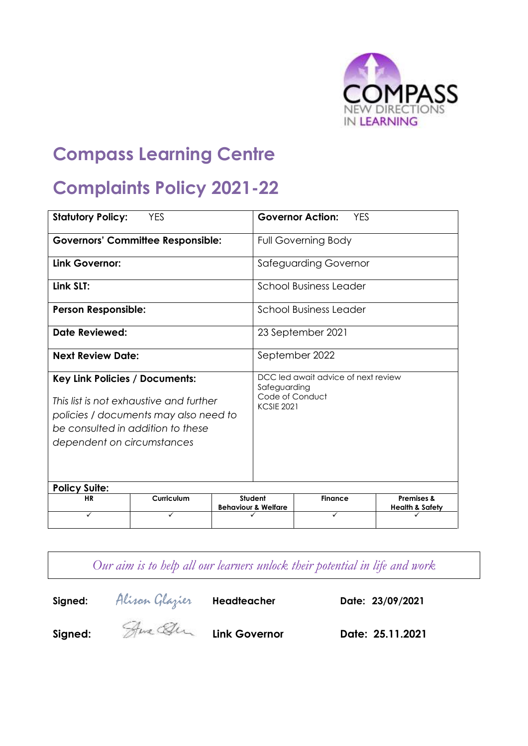COMPASS
NEW DIRECTIONS
IN LEARNING

# Compass Learning Centre

# Complaints Policy 2021-22

| | |
|---|---|
| **Statutory Policy:** YES | **Governor Action:** YES |
| **Governors' Committee Responsible:** | Full Governing Body |
| **Link Governor:** | Safeguarding Governor |
| **Link SLT:** | School Business Leader |
| **Person Responsible:** | School Business Leader |
| **Date Reviewed:** | 23 September 2021 |
| **Next Review Date:** | September 2022 |
| **Key Link Policies / Documents:**<br><br>*This list is not exhaustive and further policies / documents may also need to be consulted in addition to these dependent on circumstances* | DCC led await advice of next review<br>Safeguarding<br>Code of Conduct<br>KCSIE 2021 |

**Policy Suite:**

| HR | Curriculum | Student Behaviour & Welfare | Finance | Premises & Health & Safety |
|---|---|---|---|---|
| ✓ | ✓ | ✓ | ✓ | ✓ |

*Our aim is to help all our learners unlock their potential in life and work*

**Signed:** Alison Glazier **Headteacher** **Date: 23/09/2021**

**Signed:** [signature] **Link Governor** **Date: 25.11.2021**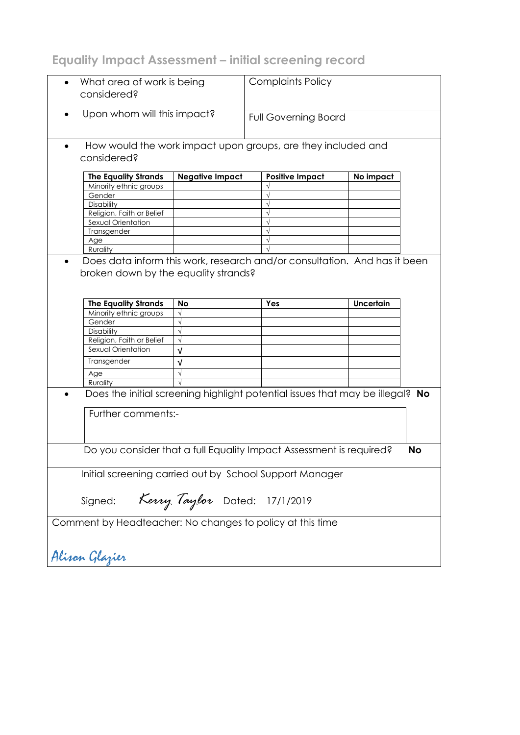## Equality Impact Assessment – initial screening record

- What area of work is being considered? Complaints Policy
- Upon whom will this impact? Full Governing Board

- How would the work impact upon groups, are they included and considered?

| The Equality Strands | Negative Impact | Positive Impact | No impact |
|---|---|---|---|
| Minority ethnic groups | | √ | |
| Gender | | √ | |
| Disability | | √ | |
| Religion, Faith or Belief | | √ | |
| Sexual Orientation | | √ | |
| Transgender | | √ | |
| Age | | √ | |
| Rurality | | √ | |

- Does data inform this work, research and/or consultation. And has it been broken down by the equality strands?

| The Equality Strands | No | Yes | Uncertain |
|---|---|---|---|
| Minority ethnic groups | √ | | |
| Gender | √ | | |
| Disability | √ | | |
| Religion, Faith or Belief | √ | | |
| Sexual Orientation | √ | | |
| Transgender | √ | | |
| Age | √ | | |
| Rurality | √ | | |

- Does the initial screening highlight potential issues that may be illegal? **No**

Further comments:-

Do you consider that a full Equality Impact Assessment is required? **No**

Initial screening carried out by School Support Manager

Signed: Kerry Taylor Dated: 17/1/2019

Comment by Headteacher: No changes to policy at this time

Alison Glazier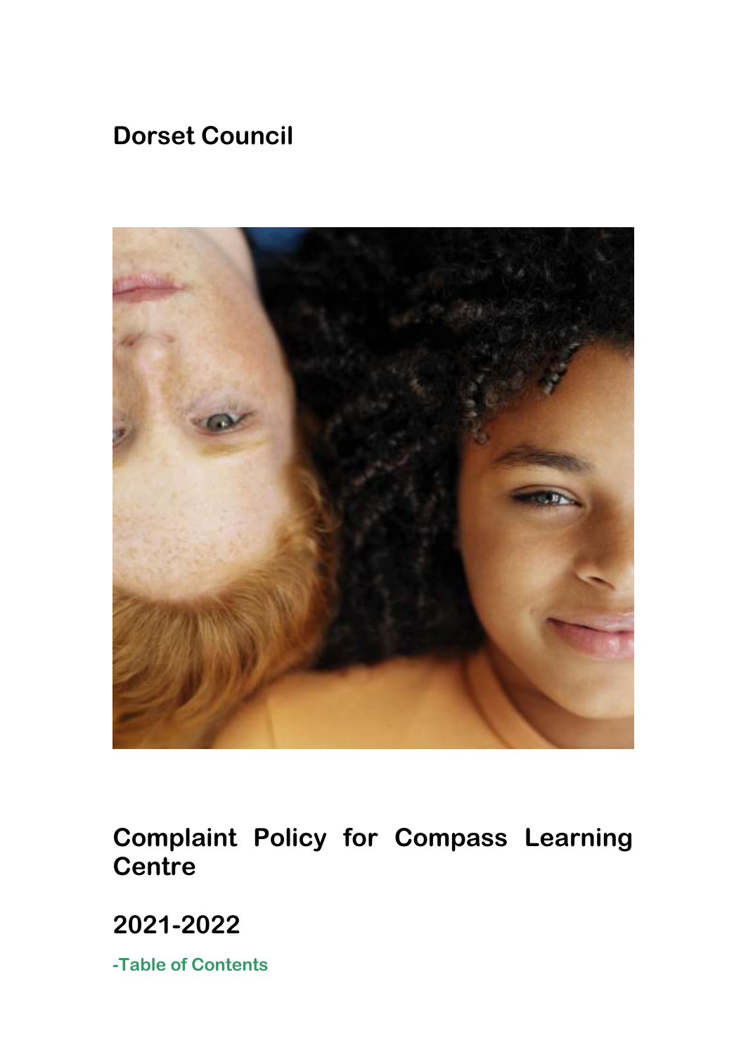# Dorset Council

# Complaint Policy for Compass Learning Centre

## 2021-2022

**-Table of Contents**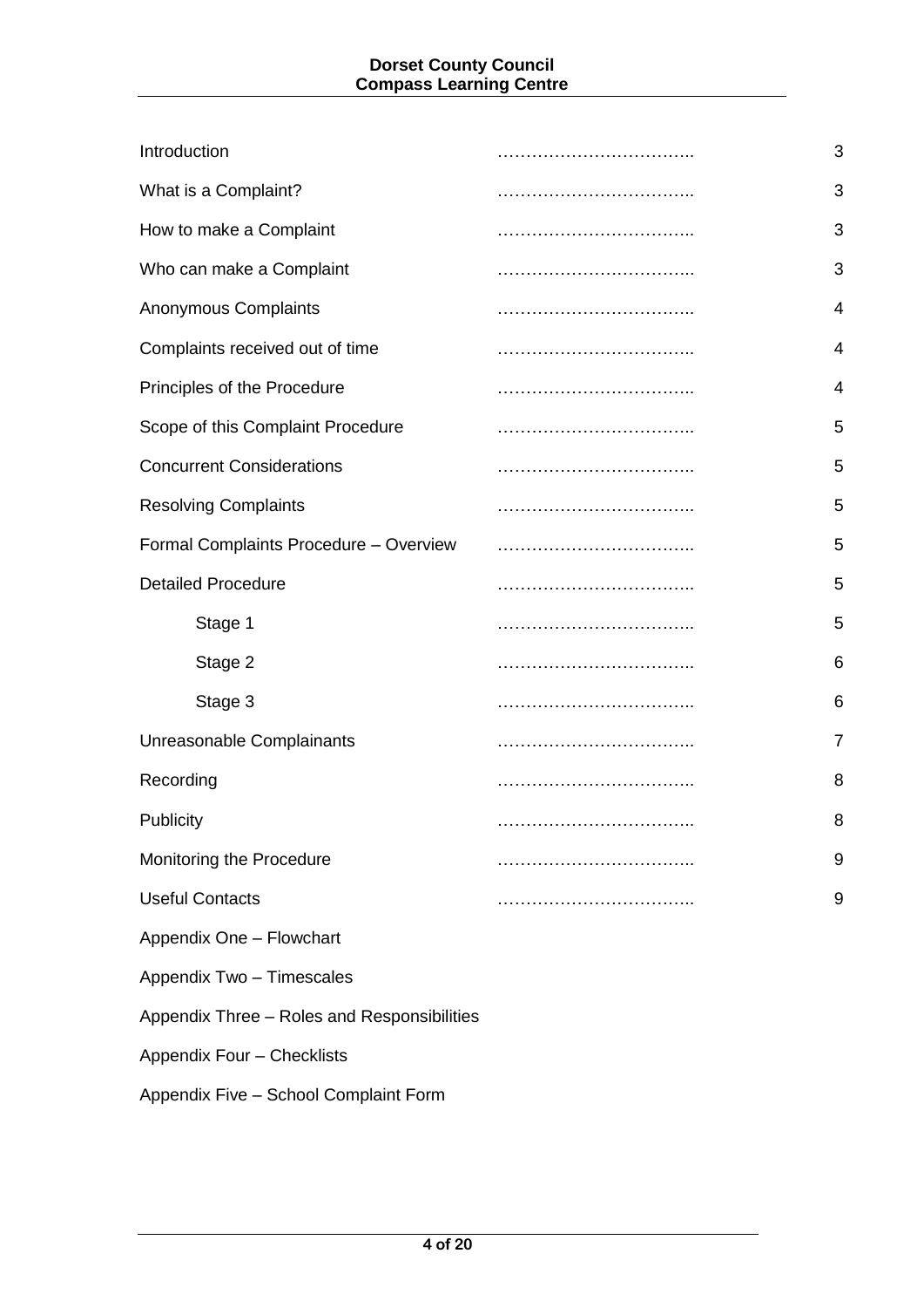| | | |
|---|---|---|
| Introduction | …………………………….. | 3 |
| What is a Complaint? | …………………………….. | 3 |
| How to make a Complaint | …………………………….. | 3 |
| Who can make a Complaint | …………………………….. | 3 |
| Anonymous Complaints | …………………………….. | 4 |
| Complaints received out of time | …………………………….. | 4 |
| Principles of the Procedure | …………………………….. | 4 |
| Scope of this Complaint Procedure | …………………………….. | 5 |
| Concurrent Considerations | …………………………….. | 5 |
| Resolving Complaints | …………………………….. | 5 |
| Formal Complaints Procedure – Overview | …………………………….. | 5 |
| Detailed Procedure | …………………………….. | 5 |
| Stage 1 | …………………………….. | 5 |
| Stage 2 | …………………………….. | 6 |
| Stage 3 | …………………………….. | 6 |
| Unreasonable Complainants | …………………………….. | 7 |
| Recording | …………………………….. | 8 |
| Publicity | …………………………….. | 8 |
| Monitoring the Procedure | …………………………….. | 9 |
| Useful Contacts | …………………………….. | 9 |

Appendix One – Flowchart

Appendix Two – Timescales

Appendix Three – Roles and Responsibilities

Appendix Four – Checklists

Appendix Five – School Complaint Form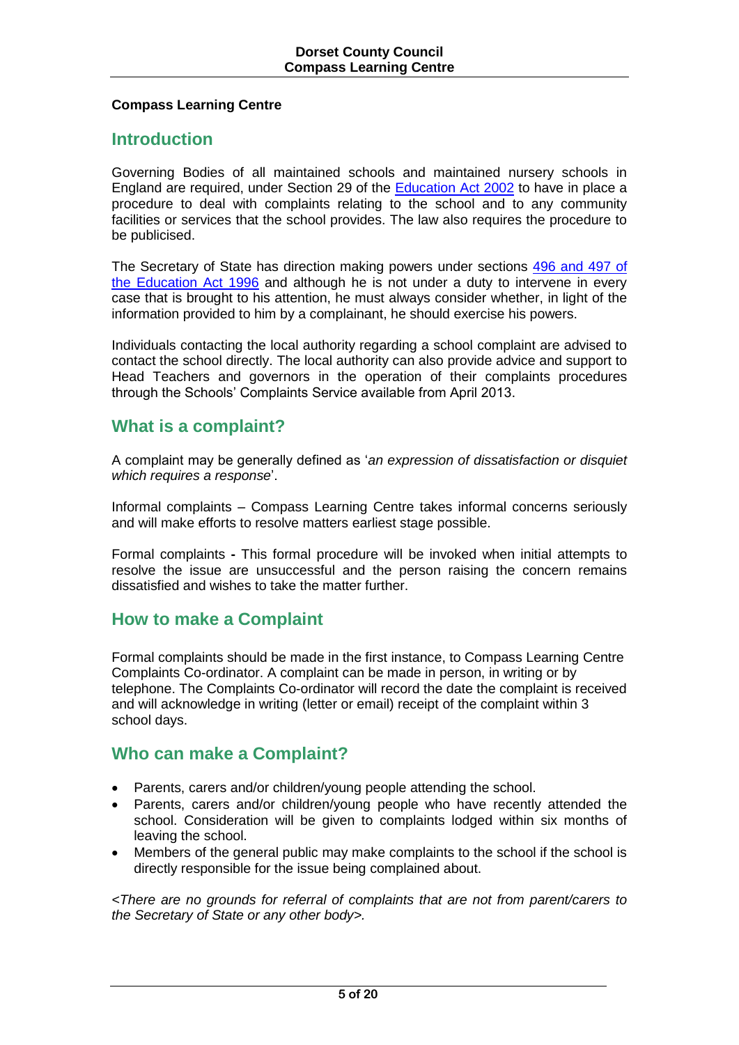**Compass Learning Centre**

## Introduction

Governing Bodies of all maintained schools and maintained nursery schools in England are required, under Section 29 of the Education Act 2002 to have in place a procedure to deal with complaints relating to the school and to any community facilities or services that the school provides. The law also requires the procedure to be publicised.

The Secretary of State has direction making powers under sections 496 and 497 of the Education Act 1996 and although he is not under a duty to intervene in every case that is brought to his attention, he must always consider whether, in light of the information provided to him by a complainant, he should exercise his powers.

Individuals contacting the local authority regarding a school complaint are advised to contact the school directly. The local authority can also provide advice and support to Head Teachers and governors in the operation of their complaints procedures through the Schools' Complaints Service available from April 2013.

## What is a complaint?

A complaint may be generally defined as '*an expression of dissatisfaction or disquiet which requires a response*'.

Informal complaints – Compass Learning Centre takes informal concerns seriously and will make efforts to resolve matters earliest stage possible.

Formal complaints **-** This formal procedure will be invoked when initial attempts to resolve the issue are unsuccessful and the person raising the concern remains dissatisfied and wishes to take the matter further.

## How to make a Complaint

Formal complaints should be made in the first instance, to Compass Learning Centre Complaints Co-ordinator. A complaint can be made in person, in writing or by telephone. The Complaints Co-ordinator will record the date the complaint is received and will acknowledge in writing (letter or email) receipt of the complaint within 3 school days.

## Who can make a Complaint?

- Parents, carers and/or children/young people attending the school.
- Parents, carers and/or children/young people who have recently attended the school. Consideration will be given to complaints lodged within six months of leaving the school.
- Members of the general public may make complaints to the school if the school is directly responsible for the issue being complained about.

*<There are no grounds for referral of complaints that are not from parent/carers to the Secretary of State or any other body>.*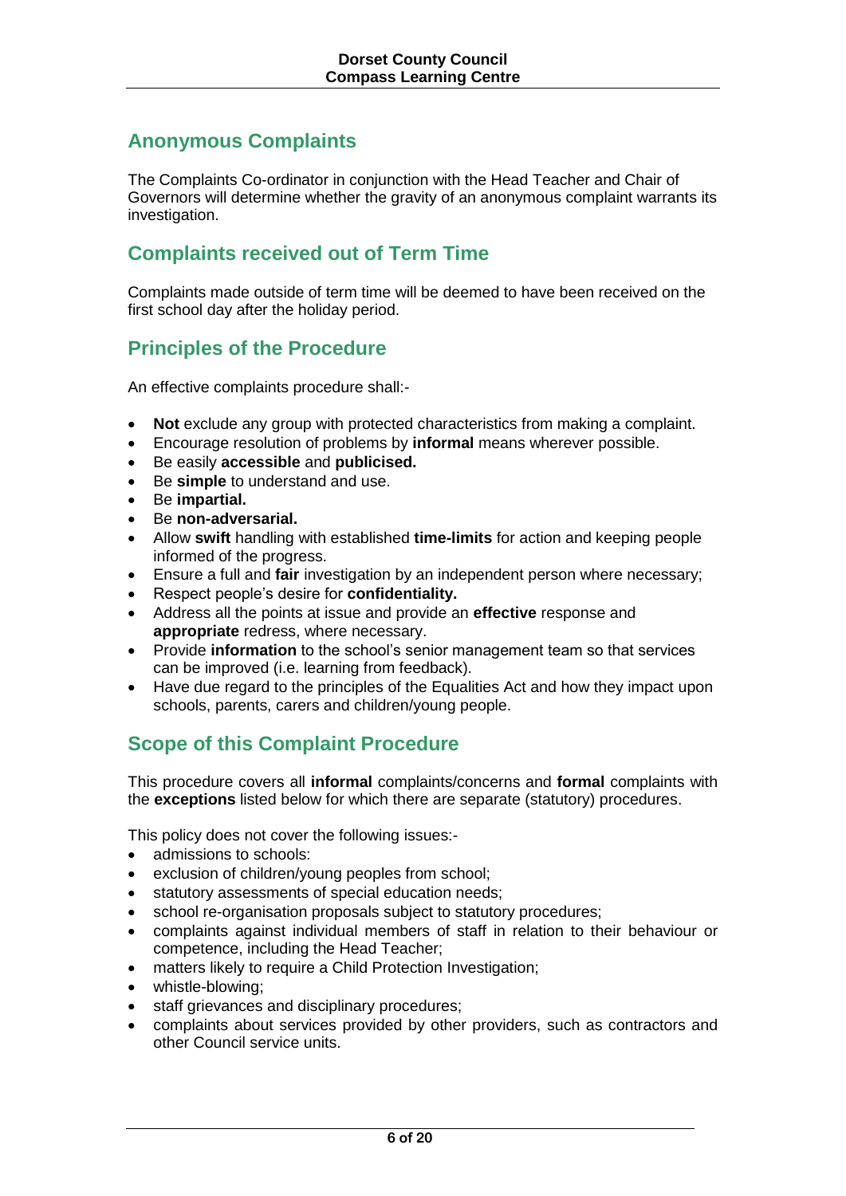## Anonymous Complaints

The Complaints Co-ordinator in conjunction with the Head Teacher and Chair of Governors will determine whether the gravity of an anonymous complaint warrants its investigation.

## Complaints received out of Term Time

Complaints made outside of term time will be deemed to have been received on the first school day after the holiday period.

## Principles of the Procedure

An effective complaints procedure shall:-

- **Not** exclude any group with protected characteristics from making a complaint.
- Encourage resolution of problems by **informal** means wherever possible.
- Be easily **accessible** and **publicised.**
- Be **simple** to understand and use.
- Be **impartial.**
- Be **non-adversarial.**
- Allow **swift** handling with established **time-limits** for action and keeping people informed of the progress.
- Ensure a full and **fair** investigation by an independent person where necessary;
- Respect people's desire for **confidentiality.**
- Address all the points at issue and provide an **effective** response and **appropriate** redress, where necessary.
- Provide **information** to the school's senior management team so that services can be improved (i.e. learning from feedback).
- Have due regard to the principles of the Equalities Act and how they impact upon schools, parents, carers and children/young people.

## Scope of this Complaint Procedure

This procedure covers all **informal** complaints/concerns and **formal** complaints with the **exceptions** listed below for which there are separate (statutory) procedures.

This policy does not cover the following issues:-

- admissions to schools:
- exclusion of children/young peoples from school;
- statutory assessments of special education needs;
- school re-organisation proposals subject to statutory procedures;
- complaints against individual members of staff in relation to their behaviour or competence, including the Head Teacher;
- matters likely to require a Child Protection Investigation;
- whistle-blowing;
- staff grievances and disciplinary procedures;
- complaints about services provided by other providers, such as contractors and other Council service units.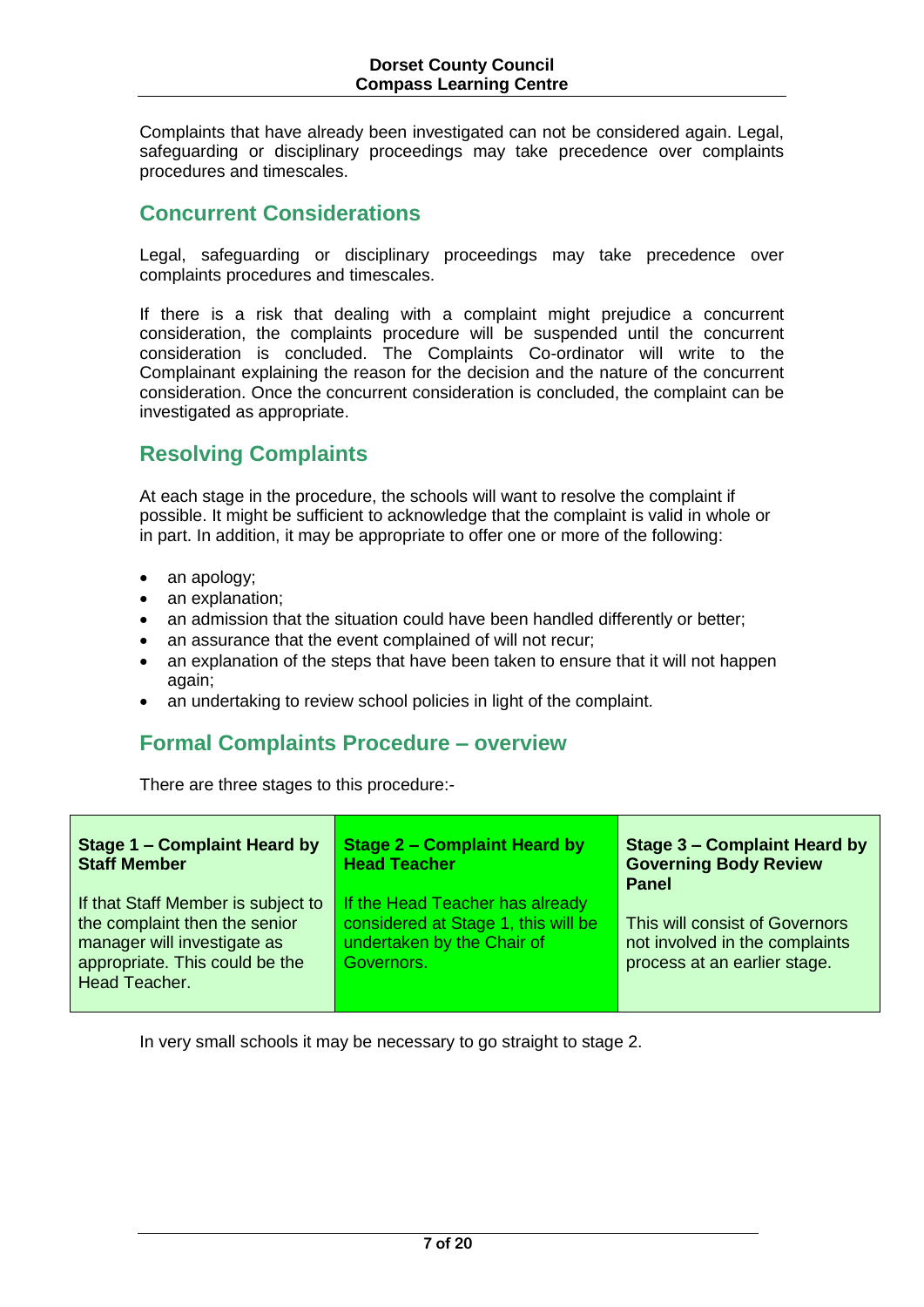Complaints that have already been investigated can not be considered again. Legal, safeguarding or disciplinary proceedings may take precedence over complaints procedures and timescales.

## Concurrent Considerations

Legal, safeguarding or disciplinary proceedings may take precedence over complaints procedures and timescales.

If there is a risk that dealing with a complaint might prejudice a concurrent consideration, the complaints procedure will be suspended until the concurrent consideration is concluded. The Complaints Co-ordinator will write to the Complainant explaining the reason for the decision and the nature of the concurrent consideration. Once the concurrent consideration is concluded, the complaint can be investigated as appropriate.

## Resolving Complaints

At each stage in the procedure, the schools will want to resolve the complaint if possible. It might be sufficient to acknowledge that the complaint is valid in whole or in part. In addition, it may be appropriate to offer one or more of the following:

- an apology;
- an explanation;
- an admission that the situation could have been handled differently or better;
- an assurance that the event complained of will not recur;
- an explanation of the steps that have been taken to ensure that it will not happen again;
- an undertaking to review school policies in light of the complaint.

## Formal Complaints Procedure – overview

There are three stages to this procedure:-

| **Stage 1 – Complaint Heard by Staff Member** | **Stage 2 – Complaint Heard by Head Teacher** | **Stage 3 – Complaint Heard by Governing Body Review Panel** |
|---|---|---|
| If that Staff Member is subject to the complaint then the senior manager will investigate as appropriate. This could be the Head Teacher. | If the Head Teacher has already considered at Stage 1, this will be undertaken by the Chair of Governors. | This will consist of Governors not involved in the complaints process at an earlier stage. |

In very small schools it may be necessary to go straight to stage 2.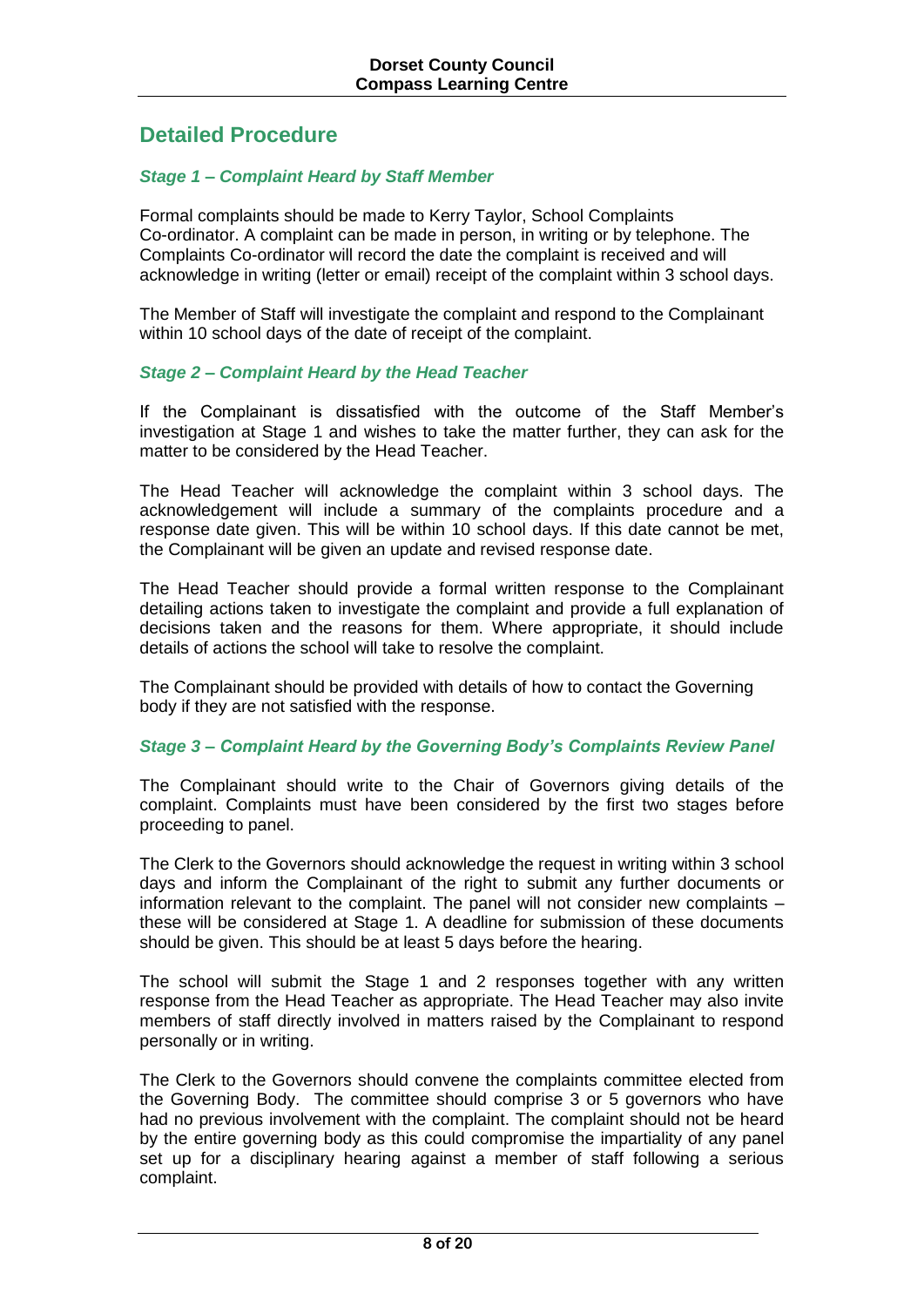## Detailed Procedure

### *Stage 1 – Complaint Heard by Staff Member*

Formal complaints should be made to Kerry Taylor, School Complaints Co-ordinator. A complaint can be made in person, in writing or by telephone. The Complaints Co-ordinator will record the date the complaint is received and will acknowledge in writing (letter or email) receipt of the complaint within 3 school days.

The Member of Staff will investigate the complaint and respond to the Complainant within 10 school days of the date of receipt of the complaint.

### *Stage 2 – Complaint Heard by the Head Teacher*

If the Complainant is dissatisfied with the outcome of the Staff Member's investigation at Stage 1 and wishes to take the matter further, they can ask for the matter to be considered by the Head Teacher.

The Head Teacher will acknowledge the complaint within 3 school days. The acknowledgement will include a summary of the complaints procedure and a response date given. This will be within 10 school days. If this date cannot be met, the Complainant will be given an update and revised response date.

The Head Teacher should provide a formal written response to the Complainant detailing actions taken to investigate the complaint and provide a full explanation of decisions taken and the reasons for them. Where appropriate, it should include details of actions the school will take to resolve the complaint.

The Complainant should be provided with details of how to contact the Governing body if they are not satisfied with the response.

### *Stage 3 – Complaint Heard by the Governing Body's Complaints Review Panel*

The Complainant should write to the Chair of Governors giving details of the complaint. Complaints must have been considered by the first two stages before proceeding to panel.

The Clerk to the Governors should acknowledge the request in writing within 3 school days and inform the Complainant of the right to submit any further documents or information relevant to the complaint. The panel will not consider new complaints – these will be considered at Stage 1. A deadline for submission of these documents should be given. This should be at least 5 days before the hearing.

The school will submit the Stage 1 and 2 responses together with any written response from the Head Teacher as appropriate. The Head Teacher may also invite members of staff directly involved in matters raised by the Complainant to respond personally or in writing.

The Clerk to the Governors should convene the complaints committee elected from the Governing Body. The committee should comprise 3 or 5 governors who have had no previous involvement with the complaint. The complaint should not be heard by the entire governing body as this could compromise the impartiality of any panel set up for a disciplinary hearing against a member of staff following a serious complaint.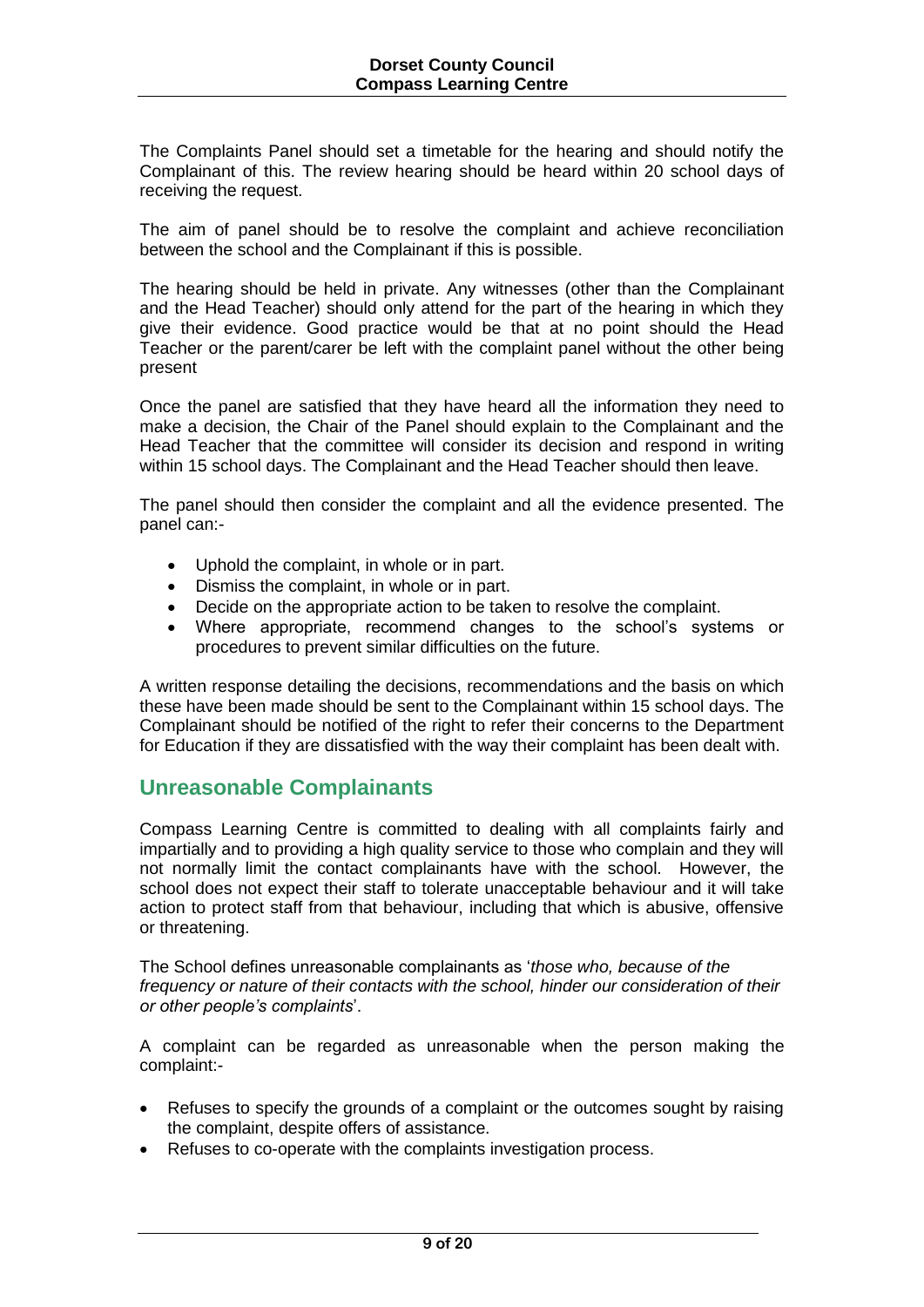The Complaints Panel should set a timetable for the hearing and should notify the Complainant of this. The review hearing should be heard within 20 school days of receiving the request.

The aim of panel should be to resolve the complaint and achieve reconciliation between the school and the Complainant if this is possible.

The hearing should be held in private. Any witnesses (other than the Complainant and the Head Teacher) should only attend for the part of the hearing in which they give their evidence. Good practice would be that at no point should the Head Teacher or the parent/carer be left with the complaint panel without the other being present

Once the panel are satisfied that they have heard all the information they need to make a decision, the Chair of the Panel should explain to the Complainant and the Head Teacher that the committee will consider its decision and respond in writing within 15 school days. The Complainant and the Head Teacher should then leave.

The panel should then consider the complaint and all the evidence presented. The panel can:-

- Uphold the complaint, in whole or in part.
- Dismiss the complaint, in whole or in part.
- Decide on the appropriate action to be taken to resolve the complaint.
- Where appropriate, recommend changes to the school's systems or procedures to prevent similar difficulties on the future.

A written response detailing the decisions, recommendations and the basis on which these have been made should be sent to the Complainant within 15 school days. The Complainant should be notified of the right to refer their concerns to the Department for Education if they are dissatisfied with the way their complaint has been dealt with.

## Unreasonable Complainants

Compass Learning Centre is committed to dealing with all complaints fairly and impartially and to providing a high quality service to those who complain and they will not normally limit the contact complainants have with the school. However, the school does not expect their staff to tolerate unacceptable behaviour and it will take action to protect staff from that behaviour, including that which is abusive, offensive or threatening.

The School defines unreasonable complainants as '*those who, because of the frequency or nature of their contacts with the school, hinder our consideration of their or other people's complaints*'.

A complaint can be regarded as unreasonable when the person making the complaint:-

- Refuses to specify the grounds of a complaint or the outcomes sought by raising the complaint, despite offers of assistance.
- Refuses to co-operate with the complaints investigation process.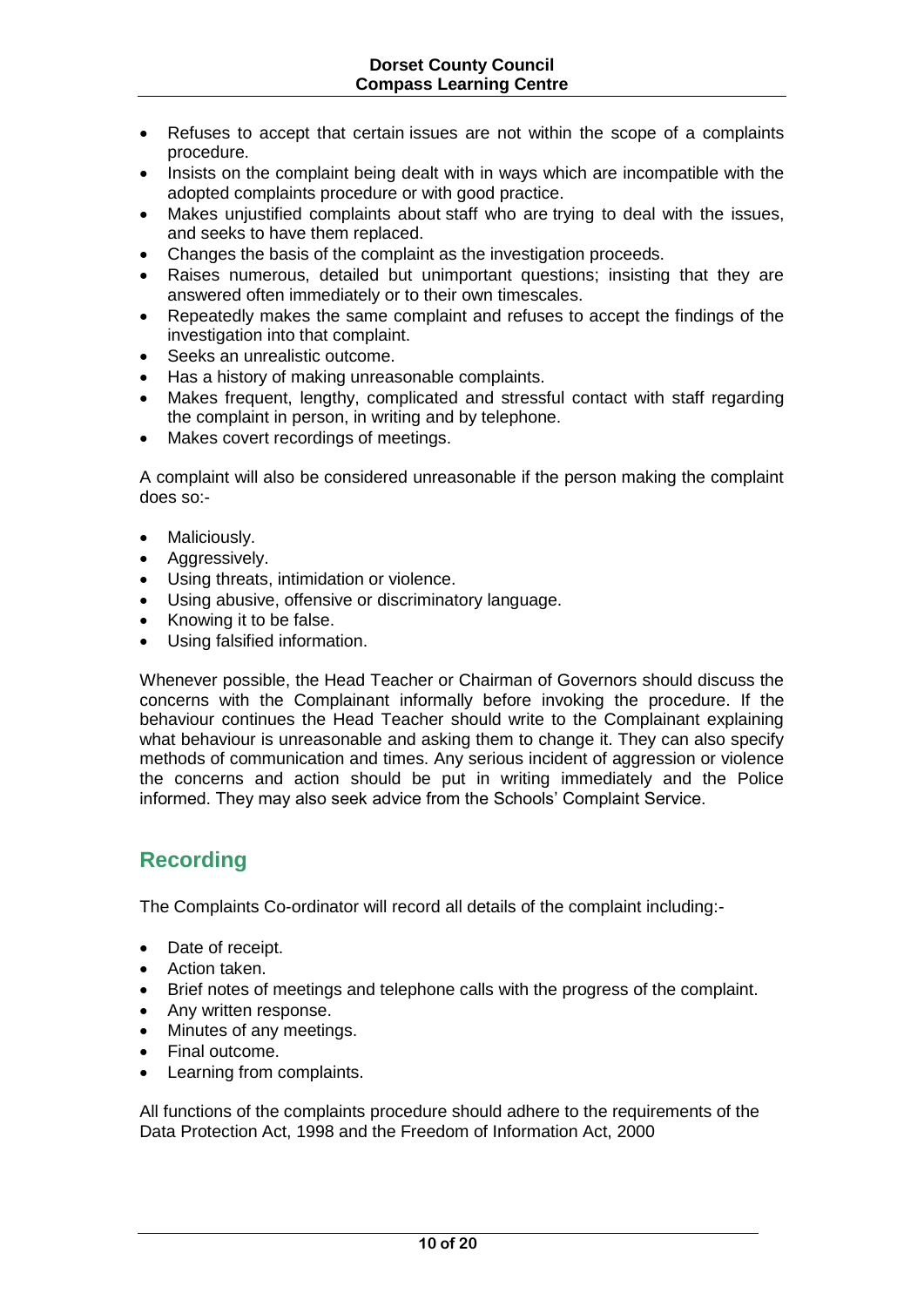- Refuses to accept that certain issues are not within the scope of a complaints procedure.
- Insists on the complaint being dealt with in ways which are incompatible with the adopted complaints procedure or with good practice.
- Makes unjustified complaints about staff who are trying to deal with the issues, and seeks to have them replaced.
- Changes the basis of the complaint as the investigation proceeds.
- Raises numerous, detailed but unimportant questions; insisting that they are answered often immediately or to their own timescales.
- Repeatedly makes the same complaint and refuses to accept the findings of the investigation into that complaint.
- Seeks an unrealistic outcome.
- Has a history of making unreasonable complaints.
- Makes frequent, lengthy, complicated and stressful contact with staff regarding the complaint in person, in writing and by telephone.
- Makes covert recordings of meetings.

A complaint will also be considered unreasonable if the person making the complaint does so:-

- Maliciously.
- Aggressively.
- Using threats, intimidation or violence.
- Using abusive, offensive or discriminatory language.
- Knowing it to be false.
- Using falsified information.

Whenever possible, the Head Teacher or Chairman of Governors should discuss the concerns with the Complainant informally before invoking the procedure. If the behaviour continues the Head Teacher should write to the Complainant explaining what behaviour is unreasonable and asking them to change it. They can also specify methods of communication and times. Any serious incident of aggression or violence the concerns and action should be put in writing immediately and the Police informed. They may also seek advice from the Schools' Complaint Service.

## Recording

The Complaints Co-ordinator will record all details of the complaint including:-

- Date of receipt.
- Action taken.
- Brief notes of meetings and telephone calls with the progress of the complaint.
- Any written response.
- Minutes of any meetings.
- Final outcome.
- Learning from complaints.

All functions of the complaints procedure should adhere to the requirements of the Data Protection Act, 1998 and the Freedom of Information Act, 2000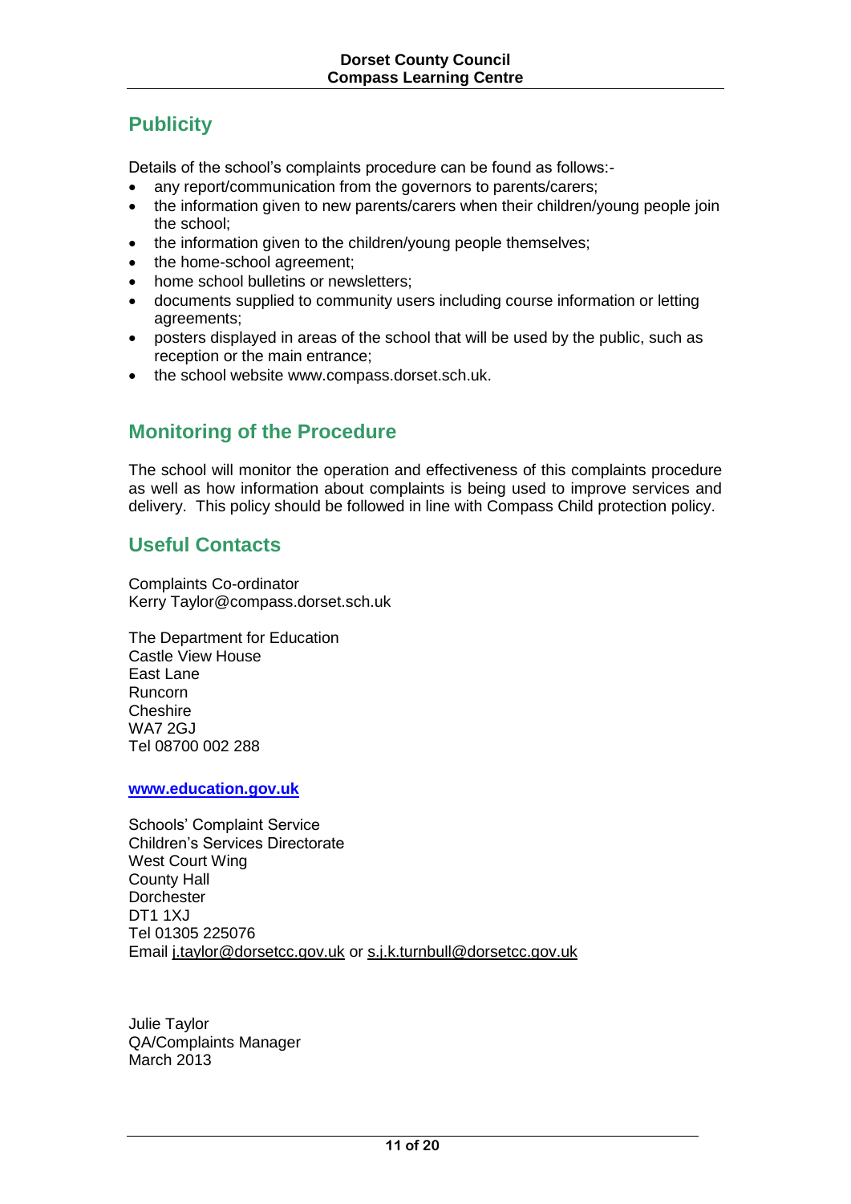## Publicity

Details of the school's complaints procedure can be found as follows:-

- any report/communication from the governors to parents/carers;
- the information given to new parents/carers when their children/young people join the school;
- the information given to the children/young people themselves;
- the home-school agreement;
- home school bulletins or newsletters;
- documents supplied to community users including course information or letting agreements;
- posters displayed in areas of the school that will be used by the public, such as reception or the main entrance;
- the school website www.compass.dorset.sch.uk.

## Monitoring of the Procedure

The school will monitor the operation and effectiveness of this complaints procedure as well as how information about complaints is being used to improve services and delivery. This policy should be followed in line with Compass Child protection policy.

## Useful Contacts

Complaints Co-ordinator
Kerry Taylor@compass.dorset.sch.uk

The Department for Education
Castle View House
East Lane
Runcorn
Cheshire
WA7 2GJ
Tel 08700 002 288

**www.education.gov.uk**

Schools' Complaint Service
Children's Services Directorate
West Court Wing
County Hall
Dorchester
DT1 1XJ
Tel 01305 225076
Email j.taylor@dorsetcc.gov.uk or s.j.k.turnbull@dorsetcc.gov.uk

Julie Taylor
QA/Complaints Manager
March 2013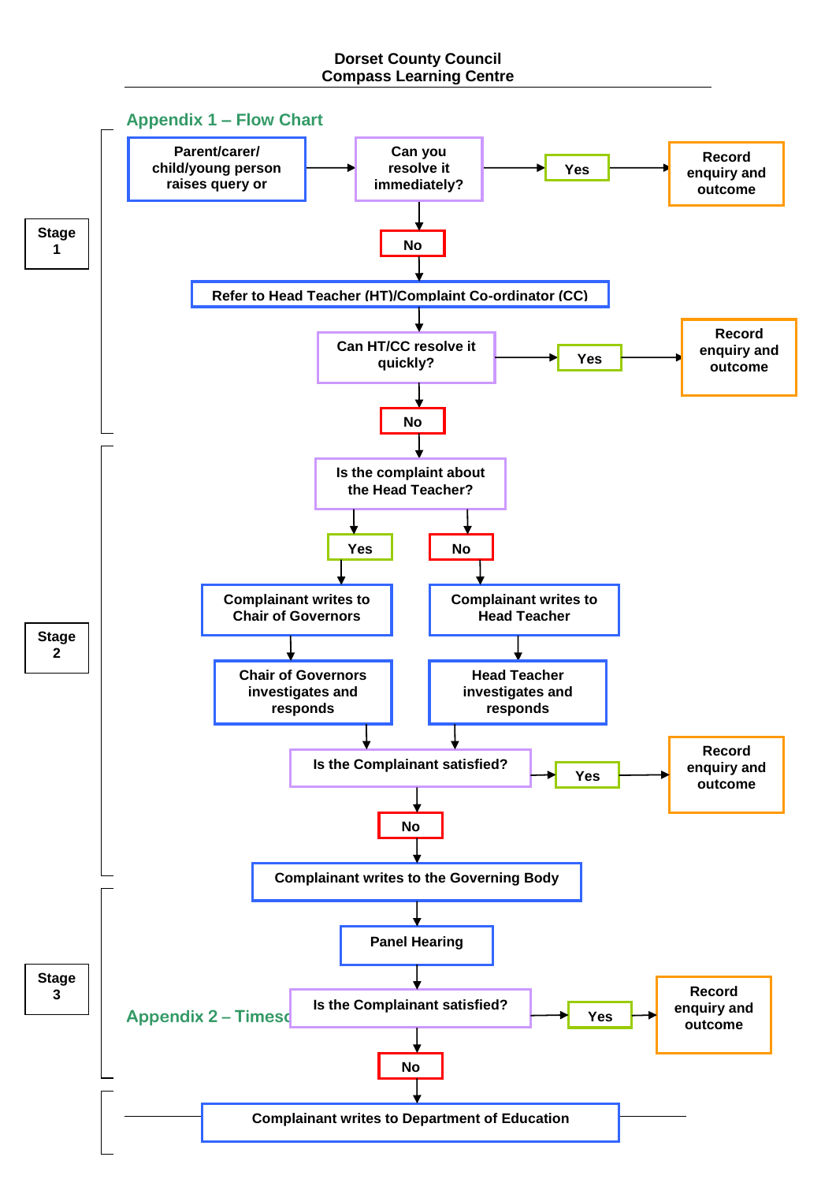## Appendix 1 – Flow Chart

### Stage 1

- Parent/carer/ child/young person raises query or → **Can you resolve it immediately?**
  - **Yes** → Record enquiry and outcome
  - **No** → Refer to Head Teacher (HT)/Complaint Co-ordinator (CC)
- **Can HT/CC resolve it quickly?**
  - **Yes** → Record enquiry and outcome
  - **No** → Stage 2

### Stage 2

- **Is the complaint about the Head Teacher?**
  - **Yes** → Complainant writes to Chair of Governors → Chair of Governors investigates and responds
  - **No** → Complainant writes to Head Teacher → Head Teacher investigates and responds
- **Is the Complainant satisfied?**
  - **Yes** → Record enquiry and outcome
  - **No** → Complainant writes to the Governing Body

### Stage 3

- Panel Hearing
- **Is the Complainant satisfied?**
  - **Yes** → Record enquiry and outcome
  - **No** → Complainant writes to Department of Education

## Appendix 2 – Timesc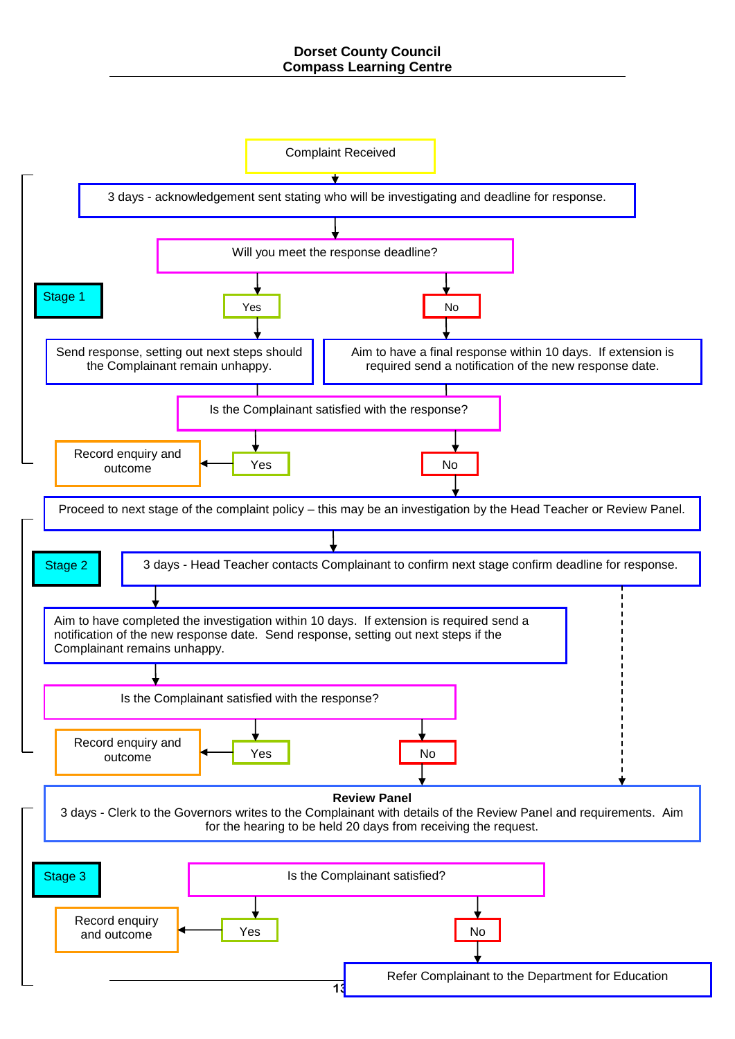**Dorset County Council**
**Compass Learning Centre**

Complaint Received

## Stage 1

3 days - acknowledgement sent stating who will be investigating and deadline for response.

Will you meet the response deadline?

- **Yes** → Send response, setting out next steps should the Complainant remain unhappy.
- **No** → Aim to have a final response within 10 days. If extension is required send a notification of the new response date.

Is the Complainant satisfied with the response?

- **Yes** → Record enquiry and outcome
- **No** → Proceed to next stage of the complaint policy – this may be an investigation by the Head Teacher or Review Panel.

## Stage 2

3 days - Head Teacher contacts Complainant to confirm next stage confirm deadline for response.

Aim to have completed the investigation within 10 days. If extension is required send a notification of the new response date. Send response, setting out next steps if the Complainant remains unhappy.

Is the Complainant satisfied with the response?

- **Yes** → Record enquiry and outcome
- **No** → Review Panel

## Stage 3

**Review Panel**
3 days - Clerk to the Governors writes to the Complainant with details of the Review Panel and requirements. Aim for the hearing to be held 20 days from receiving the request.

Is the Complainant satisfied?

- **Yes** → Record enquiry and outcome
- **No** → Refer Complainant to the Department for Education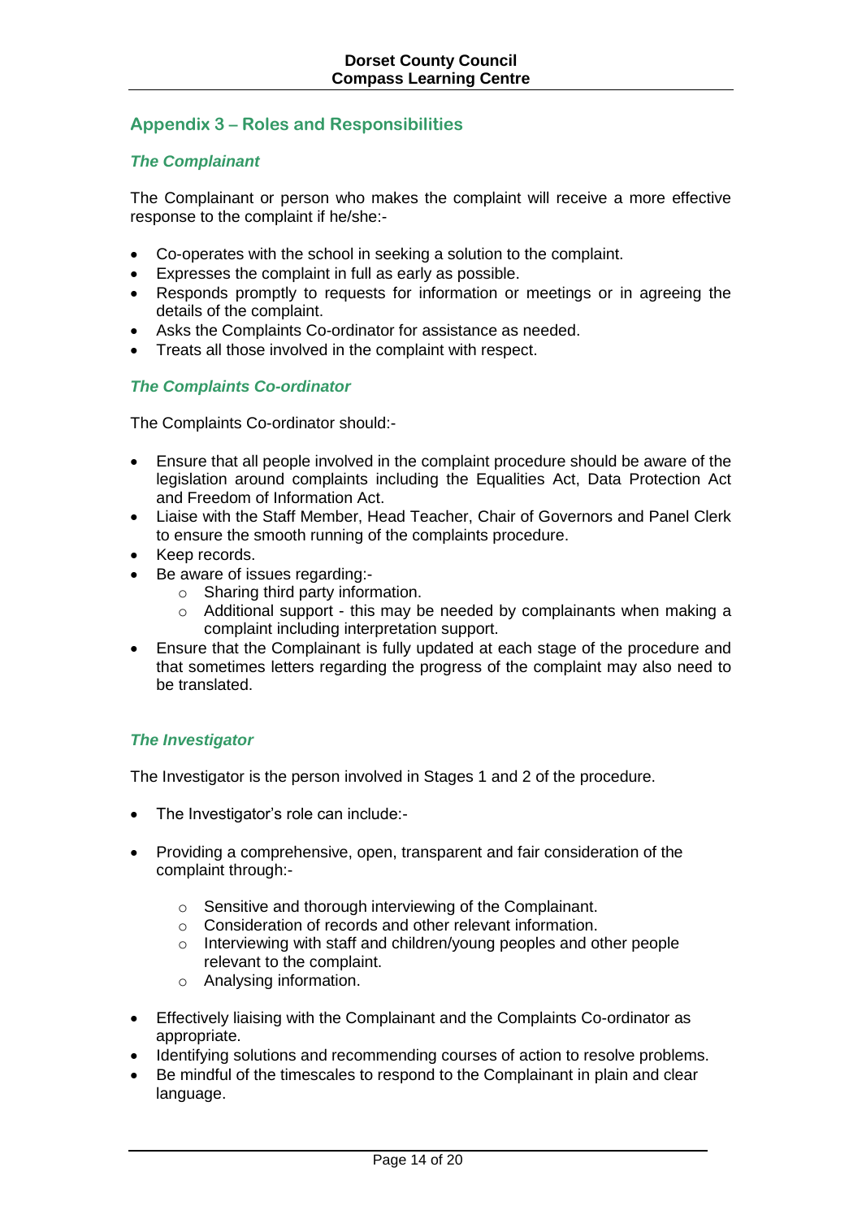## Appendix 3 – Roles and Responsibilities

### *The Complainant*

The Complainant or person who makes the complaint will receive a more effective response to the complaint if he/she:-

- Co-operates with the school in seeking a solution to the complaint.
- Expresses the complaint in full as early as possible.
- Responds promptly to requests for information or meetings or in agreeing the details of the complaint.
- Asks the Complaints Co-ordinator for assistance as needed.
- Treats all those involved in the complaint with respect.

### *The Complaints Co-ordinator*

The Complaints Co-ordinator should:-

- Ensure that all people involved in the complaint procedure should be aware of the legislation around complaints including the Equalities Act, Data Protection Act and Freedom of Information Act.
- Liaise with the Staff Member, Head Teacher, Chair of Governors and Panel Clerk to ensure the smooth running of the complaints procedure.
- Keep records.
- Be aware of issues regarding:-
  - Sharing third party information.
  - Additional support - this may be needed by complainants when making a complaint including interpretation support.
- Ensure that the Complainant is fully updated at each stage of the procedure and that sometimes letters regarding the progress of the complaint may also need to be translated.

### *The Investigator*

The Investigator is the person involved in Stages 1 and 2 of the procedure.

- The Investigator's role can include:-
- Providing a comprehensive, open, transparent and fair consideration of the complaint through:-
  - Sensitive and thorough interviewing of the Complainant.
  - Consideration of records and other relevant information.
  - Interviewing with staff and children/young peoples and other people relevant to the complaint.
  - Analysing information.
- Effectively liaising with the Complainant and the Complaints Co-ordinator as appropriate.
- Identifying solutions and recommending courses of action to resolve problems.
- Be mindful of the timescales to respond to the Complainant in plain and clear language.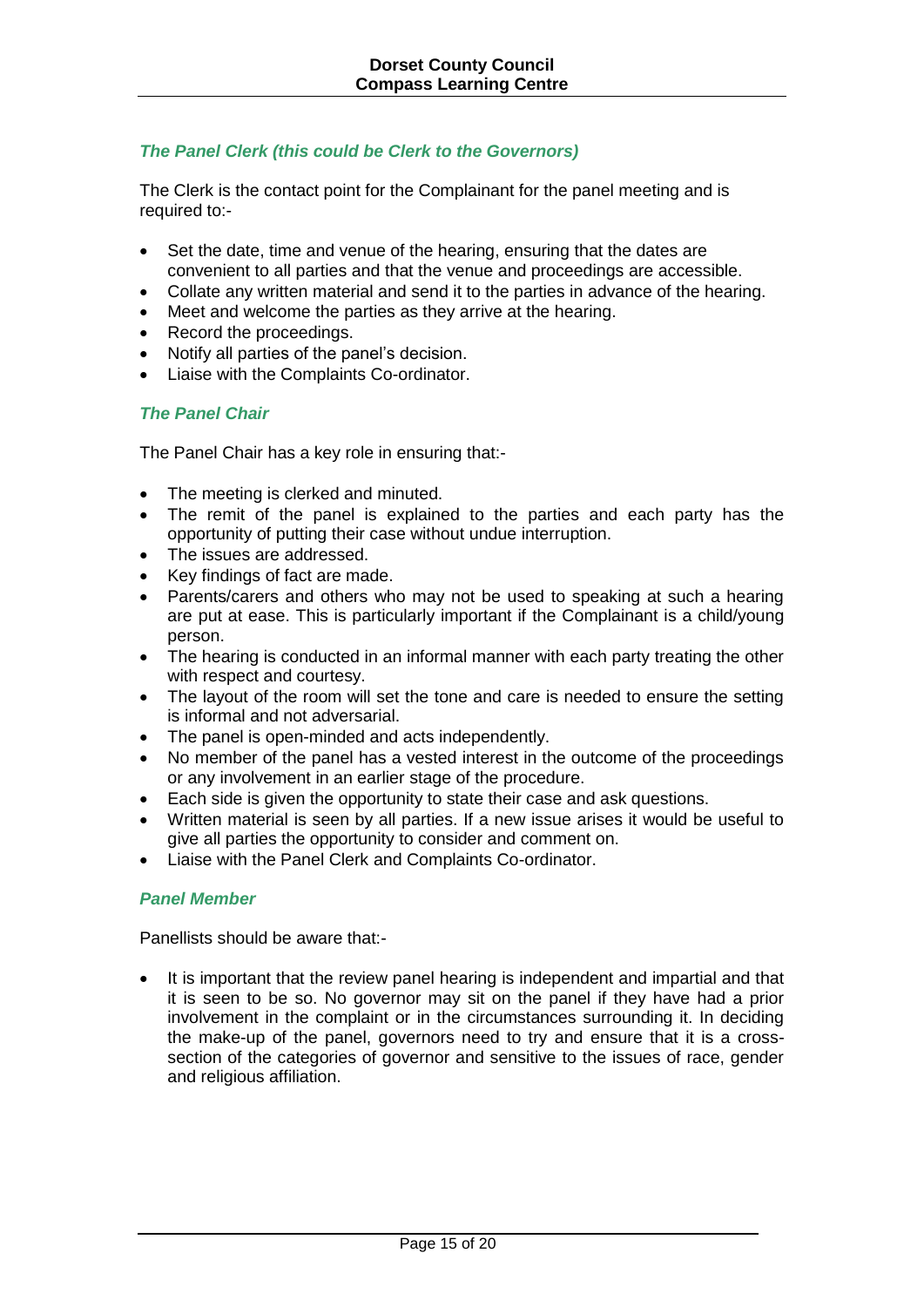### *The Panel Clerk (this could be Clerk to the Governors)*

The Clerk is the contact point for the Complainant for the panel meeting and is required to:-

- Set the date, time and venue of the hearing, ensuring that the dates are convenient to all parties and that the venue and proceedings are accessible.
- Collate any written material and send it to the parties in advance of the hearing.
- Meet and welcome the parties as they arrive at the hearing.
- Record the proceedings.
- Notify all parties of the panel's decision.
- Liaise with the Complaints Co-ordinator.

### *The Panel Chair*

The Panel Chair has a key role in ensuring that:-

- The meeting is clerked and minuted.
- The remit of the panel is explained to the parties and each party has the opportunity of putting their case without undue interruption.
- The issues are addressed.
- Key findings of fact are made.
- Parents/carers and others who may not be used to speaking at such a hearing are put at ease. This is particularly important if the Complainant is a child/young person.
- The hearing is conducted in an informal manner with each party treating the other with respect and courtesy.
- The layout of the room will set the tone and care is needed to ensure the setting is informal and not adversarial.
- The panel is open-minded and acts independently.
- No member of the panel has a vested interest in the outcome of the proceedings or any involvement in an earlier stage of the procedure.
- Each side is given the opportunity to state their case and ask questions.
- Written material is seen by all parties. If a new issue arises it would be useful to give all parties the opportunity to consider and comment on.
- Liaise with the Panel Clerk and Complaints Co-ordinator.

### *Panel Member*

Panellists should be aware that:-

- It is important that the review panel hearing is independent and impartial and that it is seen to be so. No governor may sit on the panel if they have had a prior involvement in the complaint or in the circumstances surrounding it. In deciding the make-up of the panel, governors need to try and ensure that it is a cross-section of the categories of governor and sensitive to the issues of race, gender and religious affiliation.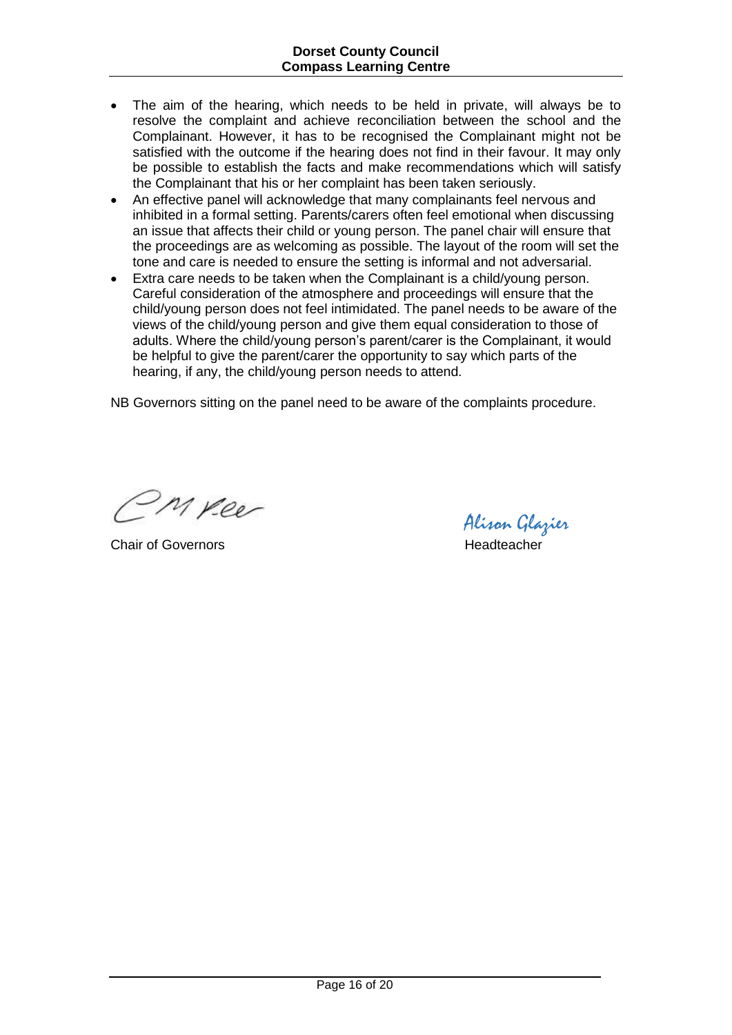- The aim of the hearing, which needs to be held in private, will always be to resolve the complaint and achieve reconciliation between the school and the Complainant. However, it has to be recognised the Complainant might not be satisfied with the outcome if the hearing does not find in their favour. It may only be possible to establish the facts and make recommendations which will satisfy the Complainant that his or her complaint has been taken seriously.
- An effective panel will acknowledge that many complainants feel nervous and inhibited in a formal setting. Parents/carers often feel emotional when discussing an issue that affects their child or young person. The panel chair will ensure that the proceedings are as welcoming as possible. The layout of the room will set the tone and care is needed to ensure the setting is informal and not adversarial.
- Extra care needs to be taken when the Complainant is a child/young person. Careful consideration of the atmosphere and proceedings will ensure that the child/young person does not feel intimidated. The panel needs to be aware of the views of the child/young person and give them equal consideration to those of adults. Where the child/young person's parent/carer is the Complainant, it would be helpful to give the parent/carer the opportunity to say which parts of the hearing, if any, the child/young person needs to attend.

NB Governors sitting on the panel need to be aware of the complaints procedure.

C M Lee — Chair of Governors

Alison Glazier — Headteacher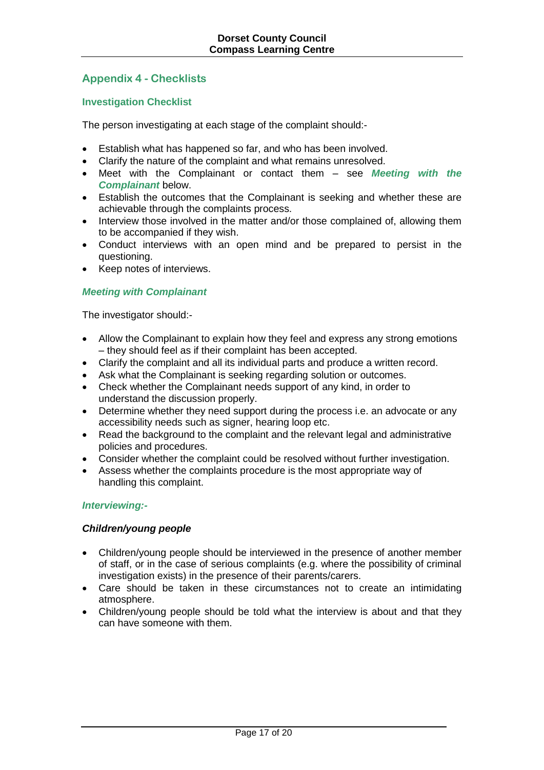## Appendix 4 - Checklists

### Investigation Checklist

The person investigating at each stage of the complaint should:-

- Establish what has happened so far, and who has been involved.
- Clarify the nature of the complaint and what remains unresolved.
- Meet with the Complainant or contact them – see ***Meeting with the Complainant*** below.
- Establish the outcomes that the Complainant is seeking and whether these are achievable through the complaints process.
- Interview those involved in the matter and/or those complained of, allowing them to be accompanied if they wish.
- Conduct interviews with an open mind and be prepared to persist in the questioning.
- Keep notes of interviews.

### *Meeting with Complainant*

The investigator should:-

- Allow the Complainant to explain how they feel and express any strong emotions – they should feel as if their complaint has been accepted.
- Clarify the complaint and all its individual parts and produce a written record.
- Ask what the Complainant is seeking regarding solution or outcomes.
- Check whether the Complainant needs support of any kind, in order to understand the discussion properly.
- Determine whether they need support during the process i.e. an advocate or any accessibility needs such as signer, hearing loop etc.
- Read the background to the complaint and the relevant legal and administrative policies and procedures.
- Consider whether the complaint could be resolved without further investigation.
- Assess whether the complaints procedure is the most appropriate way of handling this complaint.

### *Interviewing:-*

#### *Children/young people*

- Children/young people should be interviewed in the presence of another member of staff, or in the case of serious complaints (e.g. where the possibility of criminal investigation exists) in the presence of their parents/carers.
- Care should be taken in these circumstances not to create an intimidating atmosphere.
- Children/young people should be told what the interview is about and that they can have someone with them.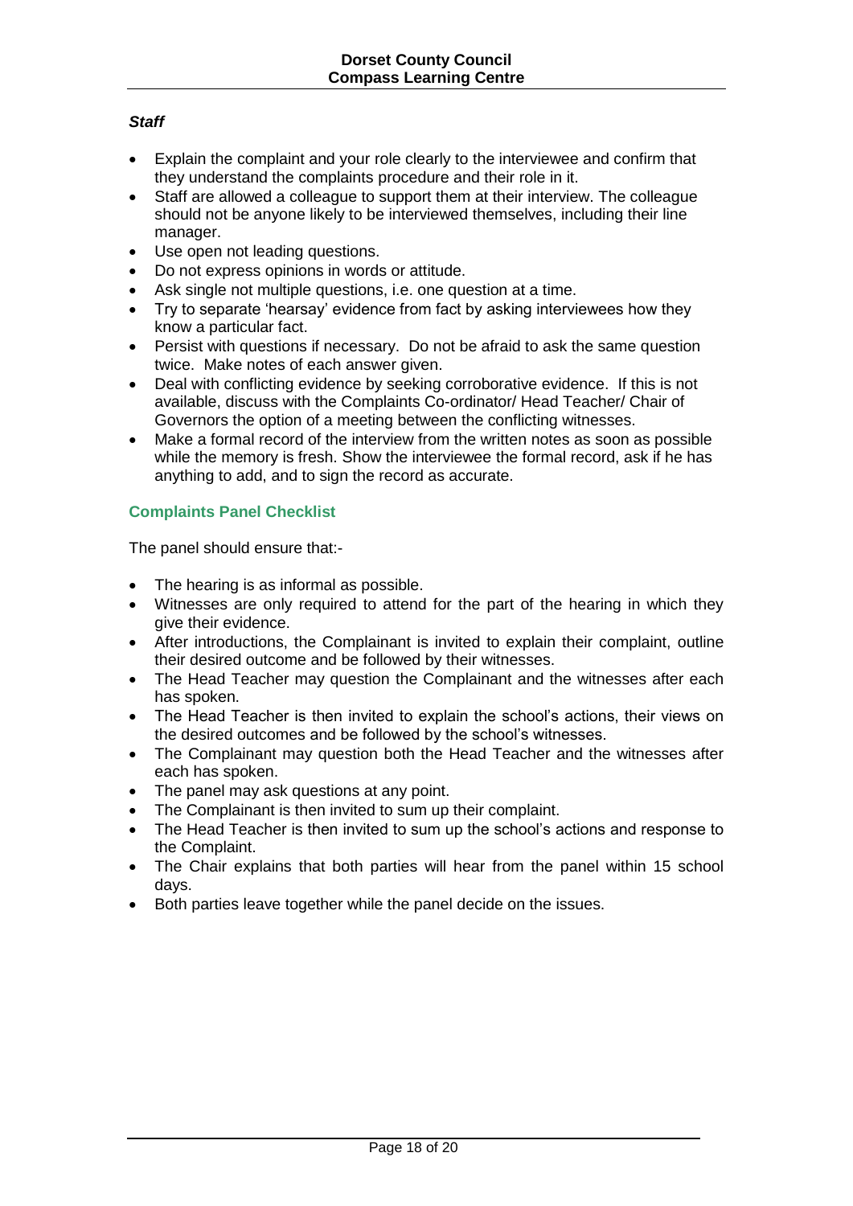***Staff***

- Explain the complaint and your role clearly to the interviewee and confirm that they understand the complaints procedure and their role in it.
- Staff are allowed a colleague to support them at their interview. The colleague should not be anyone likely to be interviewed themselves, including their line manager.
- Use open not leading questions.
- Do not express opinions in words or attitude.
- Ask single not multiple questions, i.e. one question at a time.
- Try to separate 'hearsay' evidence from fact by asking interviewees how they know a particular fact.
- Persist with questions if necessary. Do not be afraid to ask the same question twice. Make notes of each answer given.
- Deal with conflicting evidence by seeking corroborative evidence. If this is not available, discuss with the Complaints Co-ordinator/ Head Teacher/ Chair of Governors the option of a meeting between the conflicting witnesses.
- Make a formal record of the interview from the written notes as soon as possible while the memory is fresh. Show the interviewee the formal record, ask if he has anything to add, and to sign the record as accurate.

## Complaints Panel Checklist

The panel should ensure that:-

- The hearing is as informal as possible.
- Witnesses are only required to attend for the part of the hearing in which they give their evidence.
- After introductions, the Complainant is invited to explain their complaint, outline their desired outcome and be followed by their witnesses.
- The Head Teacher may question the Complainant and the witnesses after each has spoken.
- The Head Teacher is then invited to explain the school's actions, their views on the desired outcomes and be followed by the school's witnesses.
- The Complainant may question both the Head Teacher and the witnesses after each has spoken.
- The panel may ask questions at any point.
- The Complainant is then invited to sum up their complaint.
- The Head Teacher is then invited to sum up the school's actions and response to the Complaint.
- The Chair explains that both parties will hear from the panel within 15 school days.
- Both parties leave together while the panel decide on the issues.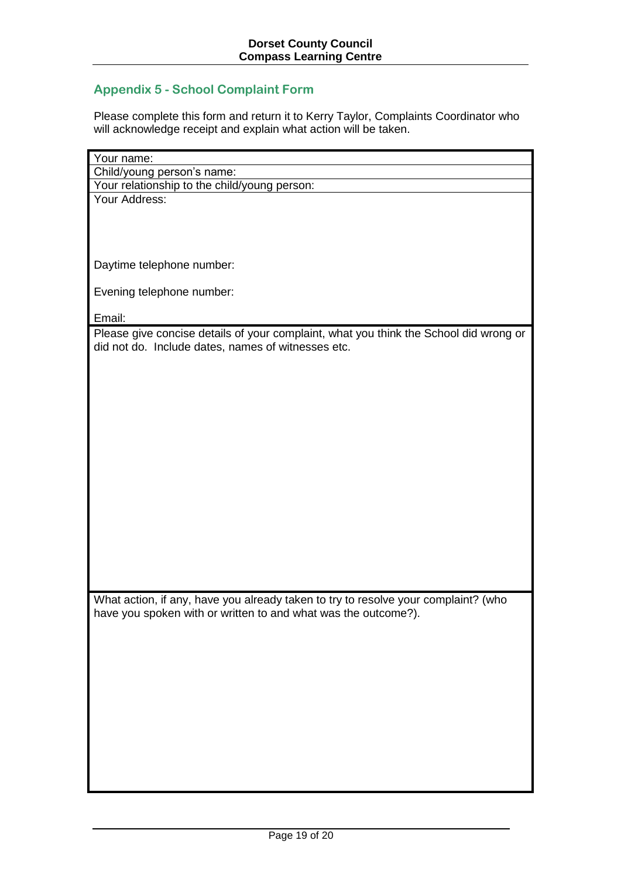## Appendix 5 - School Complaint Form

Please complete this form and return it to Kerry Taylor, Complaints Coordinator who will acknowledge receipt and explain what action will be taken.

| Your name: |
|---|
| Child/young person's name: |
| Your relationship to the child/young person: |
| Your Address:<br><br><br><br>Daytime telephone number:<br><br>Evening telephone number:<br><br>Email: |
| Please give concise details of your complaint, what you think the School did wrong or did not do. Include dates, names of witnesses etc. |
| What action, if any, have you already taken to try to resolve your complaint? (who have you spoken with or written to and what was the outcome?). |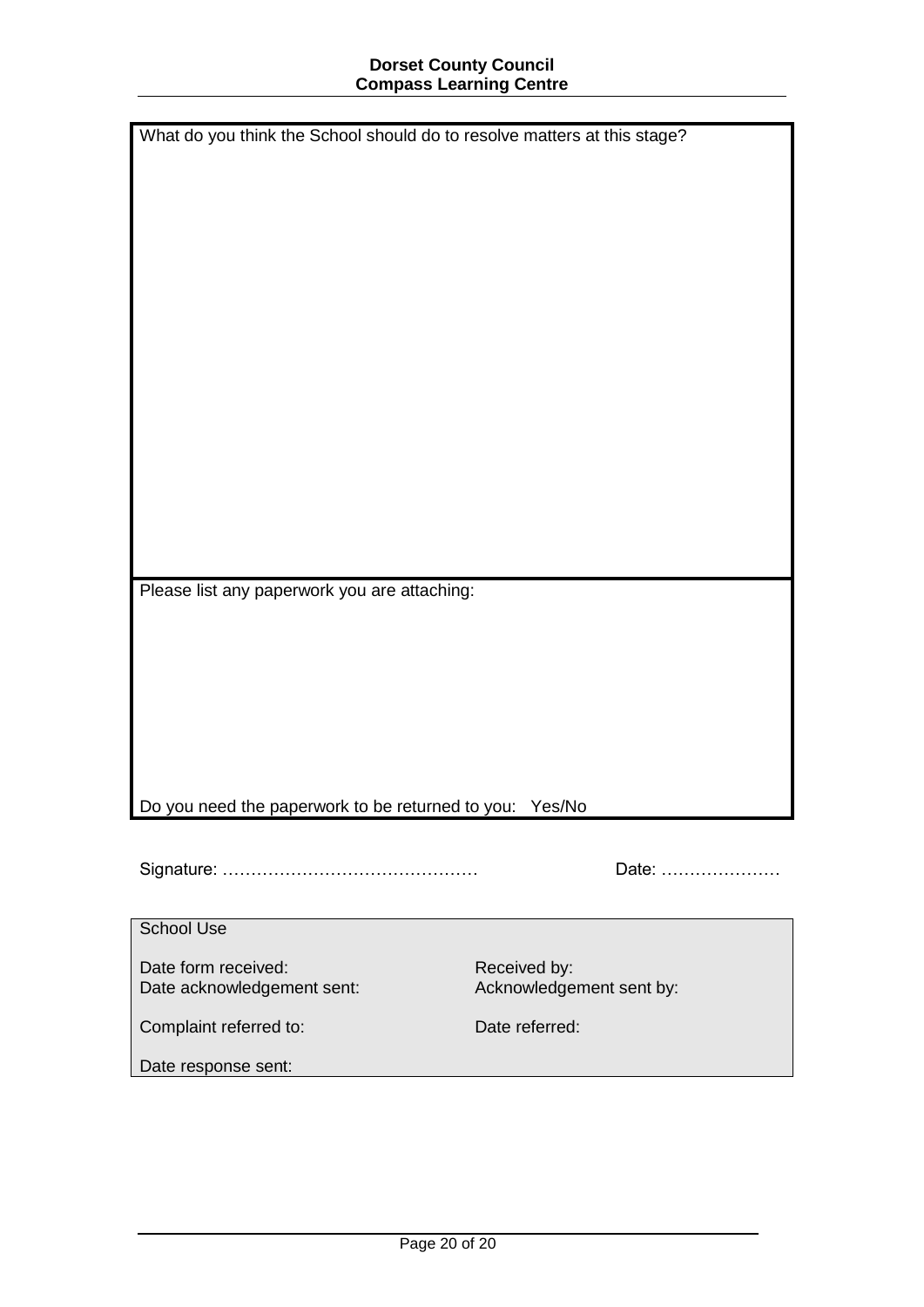What do you think the School should do to resolve matters at this stage?

Please list any paperwork you are attaching:

Do you need the paperwork to be returned to you: Yes/No

Signature: ……………………………………… Date: …………………

| School Use | |
| --- | --- |
| Date form received: | Received by: |
| Date acknowledgement sent: | Acknowledgement sent by: |
| Complaint referred to: | Date referred: |
| Date response sent: | |